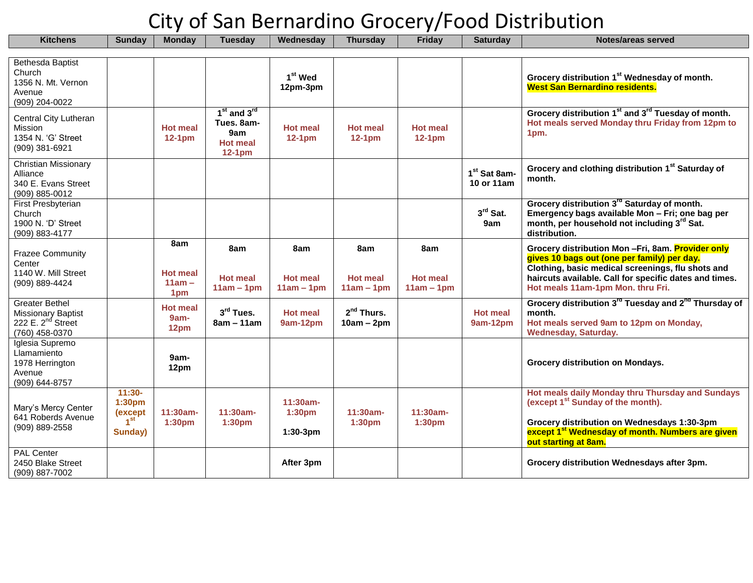# City of San Bernardino Grocery/Food Distribution

| Kitchens | Sunday | Monday | Tuesday | Wednesday | Thursday | Friday | Saturday | Notes/areas served |
|---|---|---|---|---|---|---|---|---|
| Bethesda Baptist Church 1356 N. Mt. Vernon Avenue (909) 204-0022 | | | | 1st Wed 12pm-3pm | | | | Grocery distribution 1st Wednesday of month. West San Bernardino residents. |
| Central City Lutheran Mission 1354 N. 'G' Street (909) 381-6921 | | Hot meal 12-1pm | 1st and 3rd Tues. 8am-9am Hot meal 12-1pm | Hot meal 12-1pm | Hot meal 12-1pm | Hot meal 12-1pm | | Grocery distribution 1st and 3rd Tuesday of month. Hot meals served Monday thru Friday from 12pm to 1pm. |
| Christian Missionary Alliance 340 E. Evans Street (909) 885-0012 | | | | | | | 1st Sat 8am-10 or 11am | Grocery and clothing distribution 1st Saturday of month. |
| First Presbyterian Church 1900 N. 'D' Street (909) 883-4177 | | | | | | | 3rd Sat. 9am | Grocery distribution 3rd Saturday of month. Emergency bags available Mon – Fri; one bag per month, per household not including 3rd Sat. distribution. |
| Frazee Community Center 1140 W. Mill Street (909) 889-4424 | | 8am Hot meal 11am – 1pm | 8am Hot meal 11am – 1pm | 8am Hot meal 11am – 1pm | 8am Hot meal 11am – 1pm | 8am Hot meal 11am – 1pm | | Grocery distribution Mon –Fri, 8am. Provider only gives 10 bags out (one per family) per day. Clothing, basic medical screenings, flu shots and haircuts available. Call for specific dates and times. Hot meals 11am-1pm Mon. thru Fri. |
| Greater Bethel Missionary Baptist 222 E. 2nd Street (760) 458-0370 | | Hot meal 9am-12pm | 3rd Tues. 8am – 11am | Hot meal 9am-12pm | 2nd Thurs. 10am – 2pm | | Hot meal 9am-12pm | Grocery distribution 3rd Tuesday and 2nd Thursday of month. Hot meals served 9am to 12pm on Monday, Wednesday, Saturday. |
| Iglesia Supremo Llamamiento 1978 Herrington Avenue (909) 644-8757 | | 9am-12pm | | | | | | Grocery distribution on Mondays. |
| Mary's Mercy Center 641 Roberds Avenue (909) 889-2558 | 11:30-1:30pm (except 1st Sunday) | 11:30am-1:30pm | 11:30am-1:30pm | 11:30am-1:30pm 1:30-3pm | 11:30am-1:30pm | 11:30am-1:30pm | | Hot meals daily Monday thru Thursday and Sundays (except 1st Sunday of the month). Grocery distribution on Wednesdays 1:30-3pm except 1st Wednesday of month. Numbers are given out starting at 8am. |
| PAL Center 2450 Blake Street (909) 887-7002 | | | | After 3pm | | | | Grocery distribution Wednesdays after 3pm. |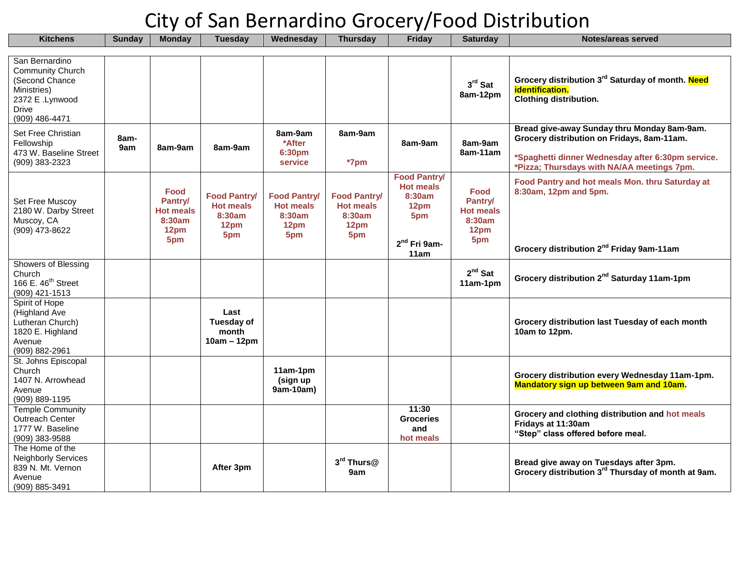# City of San Bernardino Grocery/Food Distribution

| Kitchens | Sunday | Monday | Tuesday | Wednesday | Thursday | Friday | Saturday | Notes/areas served |
|---|---|---|---|---|---|---|---|---|
| San Bernardino Community Church (Second Chance Ministries) 2372 E .Lynwood Drive (909) 486-4471 | | | | | | | **3rd Sat 8am-12pm** | **Grocery distribution 3rd Saturday of month. Need identification. Clothing distribution.** |
| Set Free Christian Fellowship 473 W. Baseline Street (909) 383-2323 | **8am-9am** | **8am-9am** | **8am-9am** | **8am-9am *After 6:30pm service** | **8am-9am *7pm** | **8am-9am** | **8am-9am 8am-11am** | **Bread give-away Sunday thru Monday 8am-9am. Grocery distribution on Fridays, 8am-11am. *Spaghetti dinner Wednesday after 6:30pm service. *Pizza; Thursdays with NA/AA meetings 7pm.** |
| Set Free Muscoy 2180 W. Darby Street Muscoy, CA (909) 473-8622 | | **Food Pantry/ Hot meals 8:30am 12pm 5pm** | **Food Pantry/ Hot meals 8:30am 12pm 5pm** | **Food Pantry/ Hot meals 8:30am 12pm 5pm** | **Food Pantry/ Hot meals 8:30am 12pm 5pm** | **Food Pantry/ Hot meals 8:30am 12pm 5pm 2nd Fri 9am-11am** | **Food Pantry/ Hot meals 8:30am 12pm 5pm** | **Food Pantry and hot meals Mon. thru Saturday at 8:30am, 12pm and 5pm. Grocery distribution 2nd Friday 9am-11am** |
| Showers of Blessing Church 166 E. 46th Street (909) 421-1513 | | | | | | | **2nd Sat 11am-1pm** | **Grocery distribution 2nd Saturday 11am-1pm** |
| Spirit of Hope (Highland Ave Lutheran Church) 1820 E. Highland Avenue (909) 882-2961 | | | **Last Tuesday of month 10am – 12pm** | | | | | **Grocery distribution last Tuesday of each month 10am to 12pm.** |
| St. Johns Episcopal Church 1407 N. Arrowhead Avenue (909) 889-1195 | | | | **11am-1pm (sign up 9am-10am)** | | | | **Grocery distribution every Wednesday 11am-1pm. Mandatory sign up between 9am and 10am.** |
| Temple Community Outreach Center 1777 W. Baseline (909) 383-9588 | | | | | | **11:30 Groceries and hot meals** | | **Grocery and clothing distribution and hot meals Fridays at 11:30am "Step" class offered before meal.** |
| The Home of the Neighborly Services 839 N. Mt. Vernon Avenue (909) 885-3491 | | | **After 3pm** | | **3rd Thurs@ 9am** | | | **Bread give away on Tuesdays after 3pm. Grocery distribution 3rd Thursday of month at 9am.** |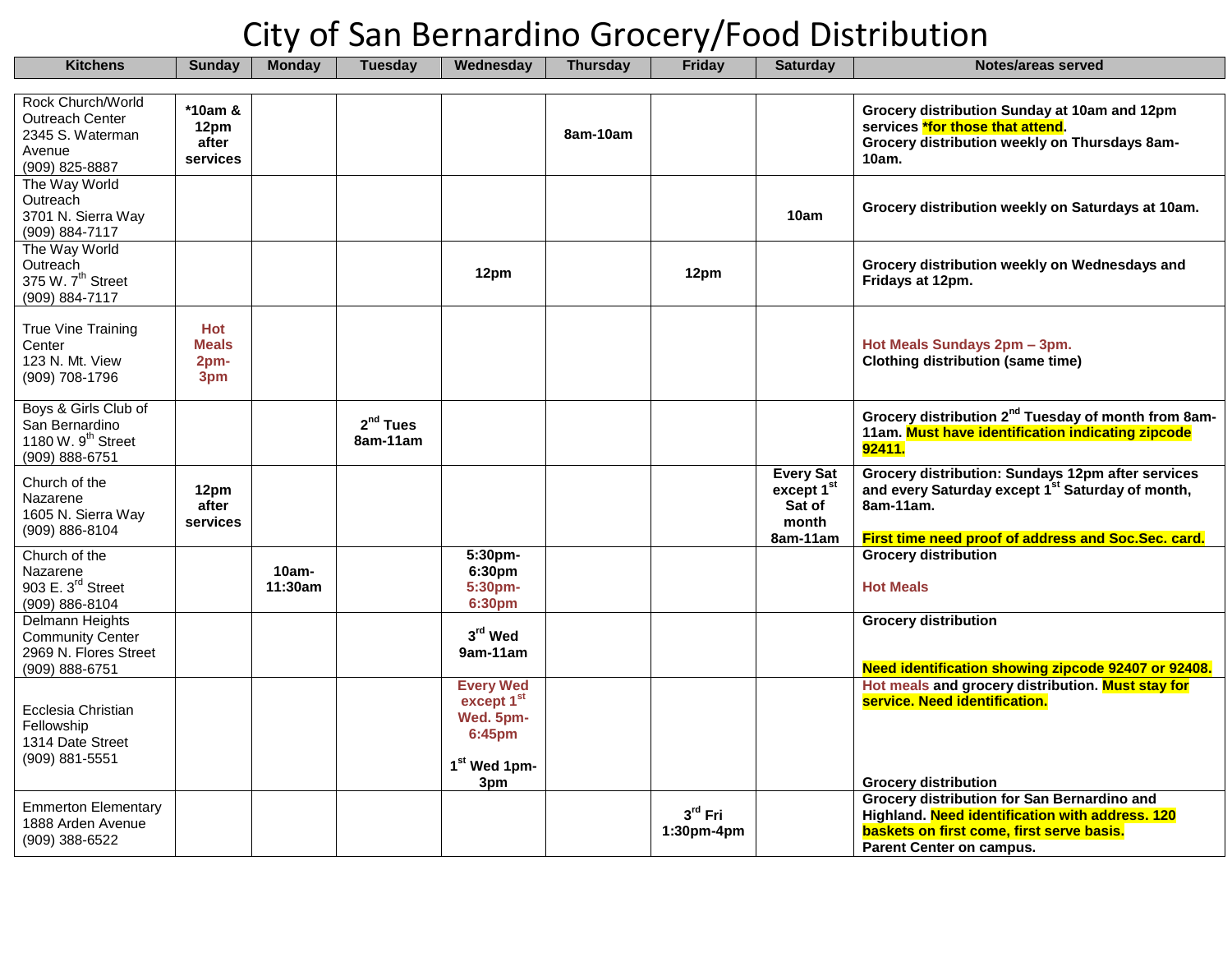# City of San Bernardino Grocery/Food Distribution

| Kitchens | Sunday | Monday | Tuesday | Wednesday | Thursday | Friday | Saturday | Notes/areas served |
|---|---|---|---|---|---|---|---|---|
| Rock Church/World Outreach Center 2345 S. Waterman Avenue (909) 825-8887 | *10am & 12pm after services | | | | 8am-10am | | | Grocery distribution Sunday at 10am and 12pm services *for those that attend. Grocery distribution weekly on Thursdays 8am-10am. |
| The Way World Outreach 3701 N. Sierra Way (909) 884-7117 | | | | | | | 10am | Grocery distribution weekly on Saturdays at 10am. |
| The Way World Outreach 375 W. 7th Street (909) 884-7117 | | | | 12pm | | 12pm | | Grocery distribution weekly on Wednesdays and Fridays at 12pm. |
| True Vine Training Center 123 N. Mt. View (909) 708-1796 | Hot Meals 2pm-3pm | | | | | | | Hot Meals Sundays 2pm – 3pm. Clothing distribution (same time) |
| Boys & Girls Club of San Bernardino 1180 W. 9th Street (909) 888-6751 | | | 2nd Tues 8am-11am | | | | | Grocery distribution 2nd Tuesday of month from 8am-11am. Must have identification indicating zipcode 92411. |
| Church of the Nazarene 1605 N. Sierra Way (909) 886-8104 | 12pm after services | | | | | | Every Sat except 1st Sat of month 8am-11am | Grocery distribution: Sundays 12pm after services and every Saturday except 1st Saturday of month, 8am-11am. First time need proof of address and Soc.Sec. card. |
| Church of the Nazarene 903 E. 3rd Street (909) 886-8104 | | 10am-11:30am | | 5:30pm-6:30pm 5:30pm-6:30pm | | | | Grocery distribution Hot Meals |
| Delmann Heights Community Center 2969 N. Flores Street (909) 888-6751 | | | | 3rd Wed 9am-11am | | | | Grocery distribution Need identification showing zipcode 92407 or 92408. |
| Ecclesia Christian Fellowship 1314 Date Street (909) 881-5551 | | | | Every Wed except 1st Wed. 5pm-6:45pm 1st Wed 1pm-3pm | | | | Hot meals and grocery distribution. Must stay for service. Need identification. Grocery distribution |
| Emmerton Elementary 1888 Arden Avenue (909) 388-6522 | | | | | | 3rd Fri 1:30pm-4pm | | Grocery distribution for San Bernardino and Highland. Need identification with address. 120 baskets on first come, first serve basis. Parent Center on campus. |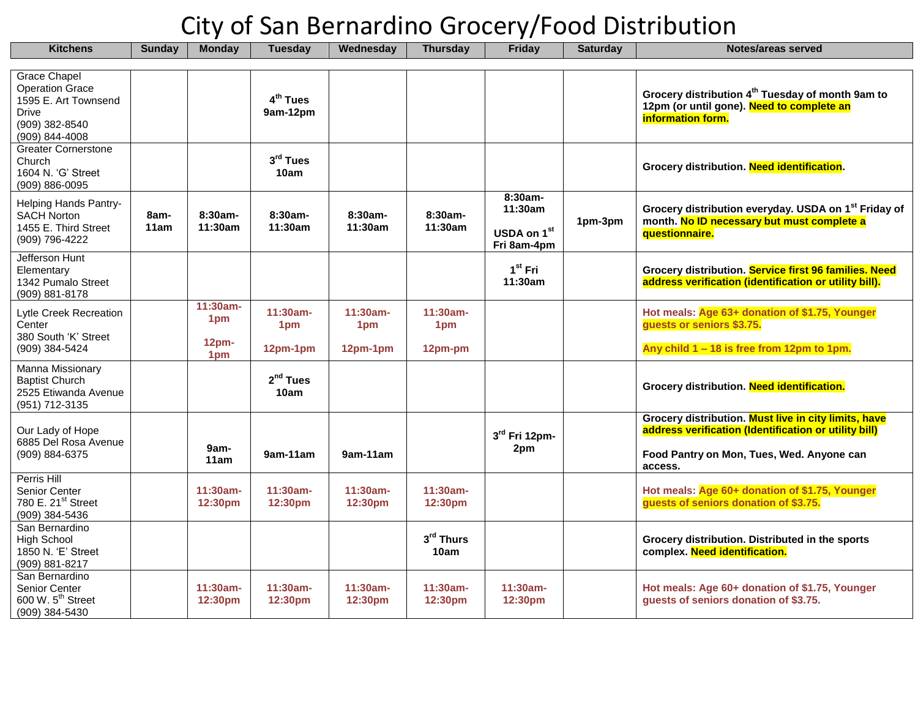# City of San Bernardino Grocery/Food Distribution

| Kitchens | Sunday | Monday | Tuesday | Wednesday | Thursday | Friday | Saturday | Notes/areas served |
|---|---|---|---|---|---|---|---|---|
| Grace Chapel Operation Grace 1595 E. Art Townsend Drive (909) 382-8540 (909) 844-4008 | | | **4th Tues 9am-12pm** | | | | | **Grocery distribution 4th Tuesday of month 9am to 12pm (or until gone). Need to complete an information form.** |
| Greater Cornerstone Church 1604 N. 'G' Street (909) 886-0095 | | | **3rd Tues 10am** | | | | | **Grocery distribution. Need identification.** |
| Helping Hands Pantry-SACH Norton 1455 E. Third Street (909) 796-4222 | **8am-11am** | **8:30am-11:30am** | **8:30am-11:30am** | **8:30am-11:30am** | **8:30am-11:30am** | **8:30am-11:30am USDA on 1st Fri 8am-4pm** | **1pm-3pm** | **Grocery distribution everyday. USDA on 1st Friday of month. No ID necessary but must complete a questionnaire.** |
| Jefferson Hunt Elementary 1342 Pumalo Street (909) 881-8178 | | | | | | **1st Fri 11:30am** | | **Grocery distribution. Service first 96 families. Need address verification (identification or utility bill).** |
| Lytle Creek Recreation Center 380 South 'K' Street (909) 384-5424 | | **11:30am-1pm 12pm-1pm** | **11:30am-1pm 12pm-1pm** | **11:30am-1pm 12pm-1pm** | **11:30am-1pm 12pm-pm** | | | **Hot meals: Age 63+ donation of $1.75, Younger guests or seniors $3.75. Any child 1 – 18 is free from 12pm to 1pm.** |
| Manna Missionary Baptist Church 2525 Etiwanda Avenue (951) 712-3135 | | | **2nd Tues 10am** | | | | | **Grocery distribution. Need identification.** |
| Our Lady of Hope 6885 Del Rosa Avenue (909) 884-6375 | | **9am-11am** | **9am-11am** | **9am-11am** | | **3rd Fri 12pm-2pm** | | **Grocery distribution. Must live in city limits, have address verification (Identification or utility bill) Food Pantry on Mon, Tues, Wed. Anyone can access.** |
| Perris Hill Senior Center 780 E. 21st Street (909) 384-5436 | | **11:30am-12:30pm** | **11:30am-12:30pm** | **11:30am-12:30pm** | **11:30am-12:30pm** | | | **Hot meals: Age 60+ donation of $1.75, Younger guests of seniors donation of $3.75.** |
| San Bernardino High School 1850 N. 'E' Street (909) 881-8217 | | | | | **3rd Thurs 10am** | | | **Grocery distribution. Distributed in the sports complex. Need identification.** |
| San Bernardino Senior Center 600 W. 5th Street (909) 384-5430 | | **11:30am-12:30pm** | **11:30am-12:30pm** | **11:30am-12:30pm** | **11:30am-12:30pm** | **11:30am-12:30pm** | | **Hot meals: Age 60+ donation of $1.75, Younger guests of seniors donation of $3.75.** |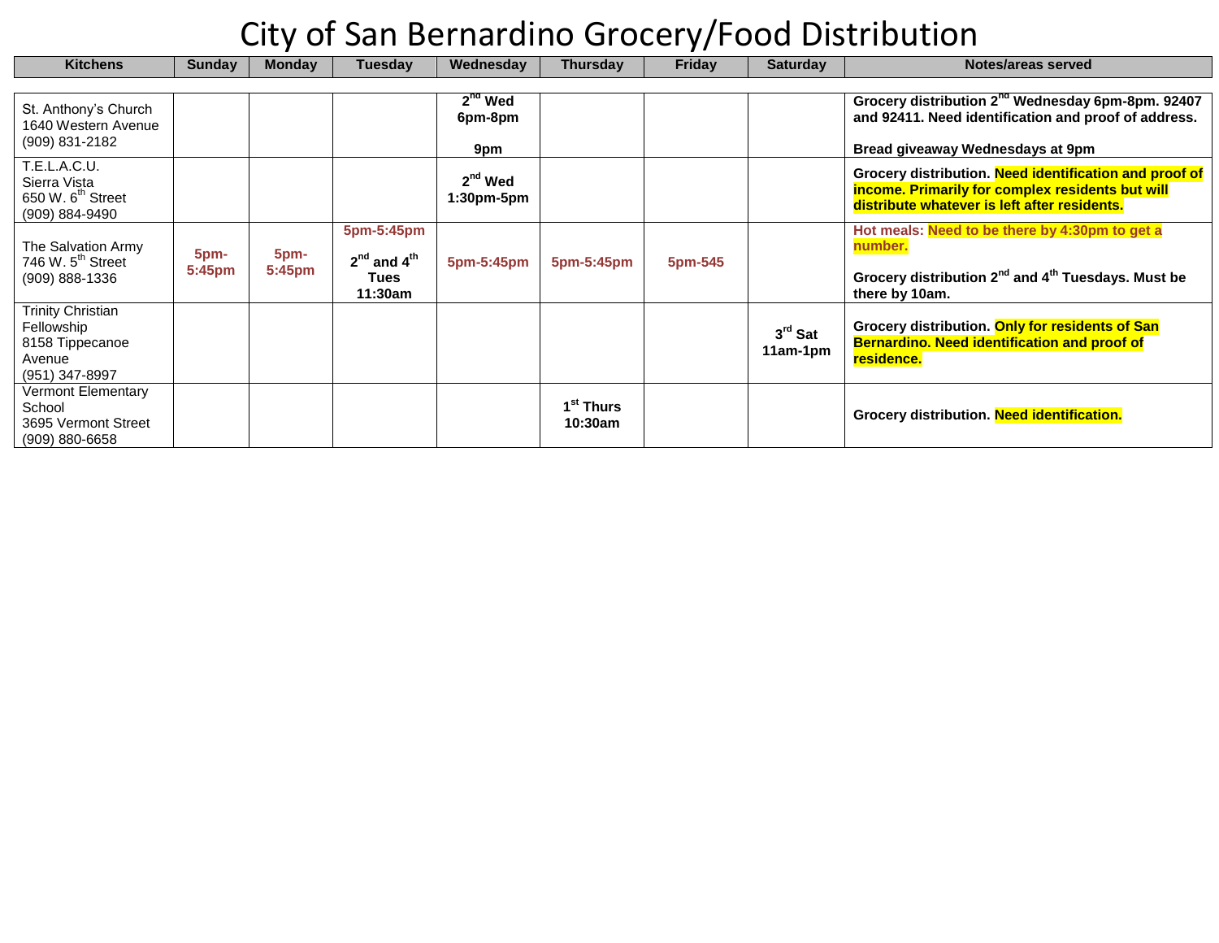# City of San Bernardino Grocery/Food Distribution

| Kitchens | Sunday | Monday | Tuesday | Wednesday | Thursday | Friday | Saturday | Notes/areas served |
|---|---|---|---|---|---|---|---|---|
| St. Anthony's Church<br>1640 Western Avenue<br>(909) 831-2182 | | | | **2nd Wed**<br>**6pm-8pm**<br><br>**9pm** | | | | **Grocery distribution 2nd Wednesday 6pm-8pm. 92407 and 92411. Need identification and proof of address.**<br><br>**Bread giveaway Wednesdays at 9pm** |
| T.E.L.A.C.U.<br>Sierra Vista<br>650 W. 6th Street<br>(909) 884-9490 | | | | **2nd Wed**<br>**1:30pm-5pm** | | | | **Grocery distribution. Need identification and proof of income. Primarily for complex residents but will distribute whatever is left after residents.** |
| The Salvation Army<br>746 W. 5th Street<br>(909) 888-1336 | **5pm-5:45pm** | **5pm-5:45pm** | **5pm-5:45pm**<br><br>**2nd and 4th Tues**<br>**11:30am** | **5pm-5:45pm** | **5pm-5:45pm** | **5pm-545** | | **Hot meals: Need to be there by 4:30pm to get a number.**<br><br>**Grocery distribution 2nd and 4th Tuesdays. Must be there by 10am.** |
| Trinity Christian Fellowship<br>8158 Tippecanoe Avenue<br>(951) 347-8997 | | | | | | | **3rd Sat**<br>**11am-1pm** | **Grocery distribution. Only for residents of San Bernardino. Need identification and proof of residence.** |
| Vermont Elementary School<br>3695 Vermont Street<br>(909) 880-6658 | | | | | **1st Thurs**<br>**10:30am** | | | **Grocery distribution. Need identification.** |